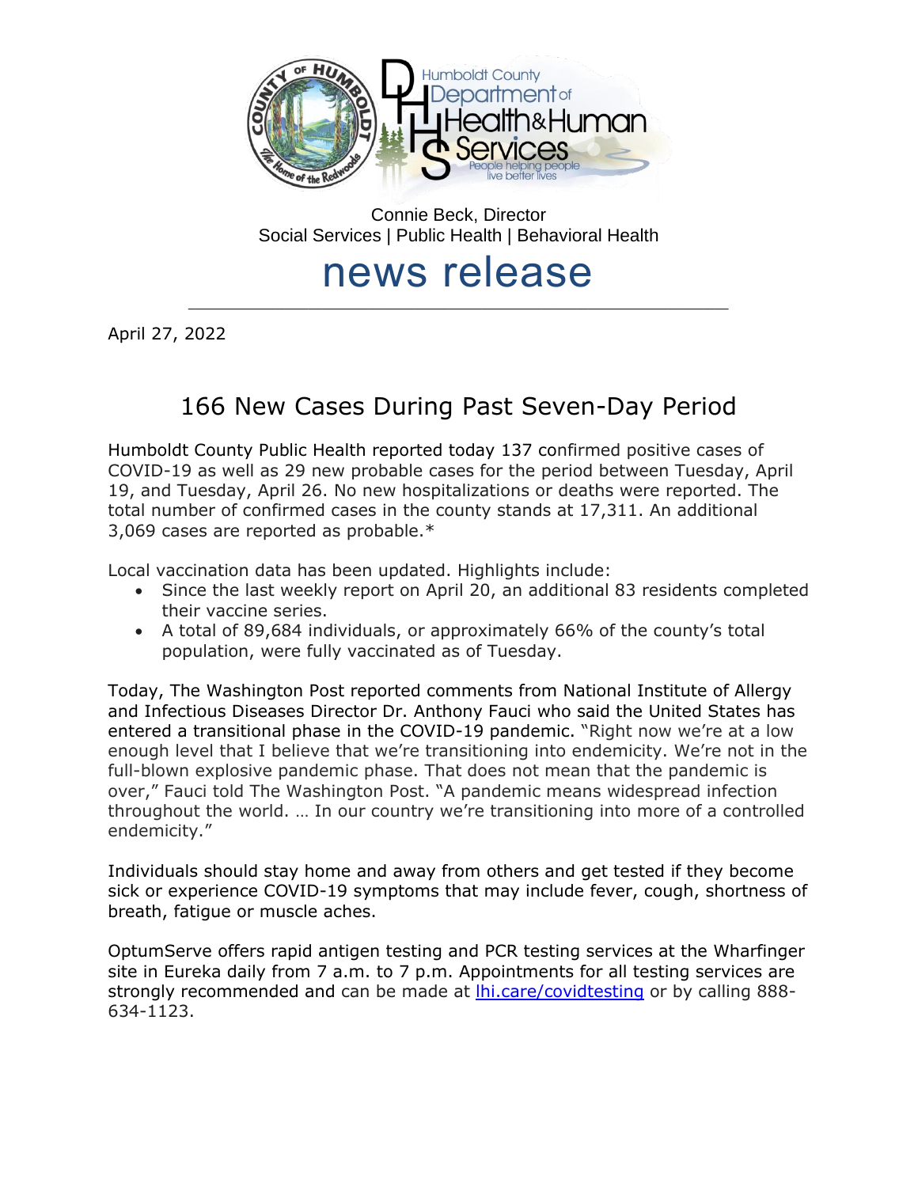Humboldt County Department of Health & Human Services

People helping people live better lives

Connie Beck, Director
Social Services | Public Health | Behavioral Health

# news release

April 27, 2022

## 166 New Cases During Past Seven-Day Period

Humboldt County Public Health reported today 137 confirmed positive cases of COVID-19 as well as 29 new probable cases for the period between Tuesday, April 19, and Tuesday, April 26. No new hospitalizations or deaths were reported. The total number of confirmed cases in the county stands at 17,311. An additional 3,069 cases are reported as probable.*

Local vaccination data has been updated. Highlights include:

- Since the last weekly report on April 20, an additional 83 residents completed their vaccine series.
- A total of 89,684 individuals, or approximately 66% of the county's total population, were fully vaccinated as of Tuesday.

Today, The Washington Post reported comments from National Institute of Allergy and Infectious Diseases Director Dr. Anthony Fauci who said the United States has entered a transitional phase in the COVID-19 pandemic. "Right now we're at a low enough level that I believe that we're transitioning into endemicity. We're not in the full-blown explosive pandemic phase. That does not mean that the pandemic is over," Fauci told The Washington Post. "A pandemic means widespread infection throughout the world. … In our country we're transitioning into more of a controlled endemicity."

Individuals should stay home and away from others and get tested if they become sick or experience COVID-19 symptoms that may include fever, cough, shortness of breath, fatigue or muscle aches.

OptumServe offers rapid antigen testing and PCR testing services at the Wharfinger site in Eureka daily from 7 a.m. to 7 p.m. Appointments for all testing services are strongly recommended and can be made at [lhi.care/covidtesting](lhi.care/covidtesting) or by calling 888-634-1123.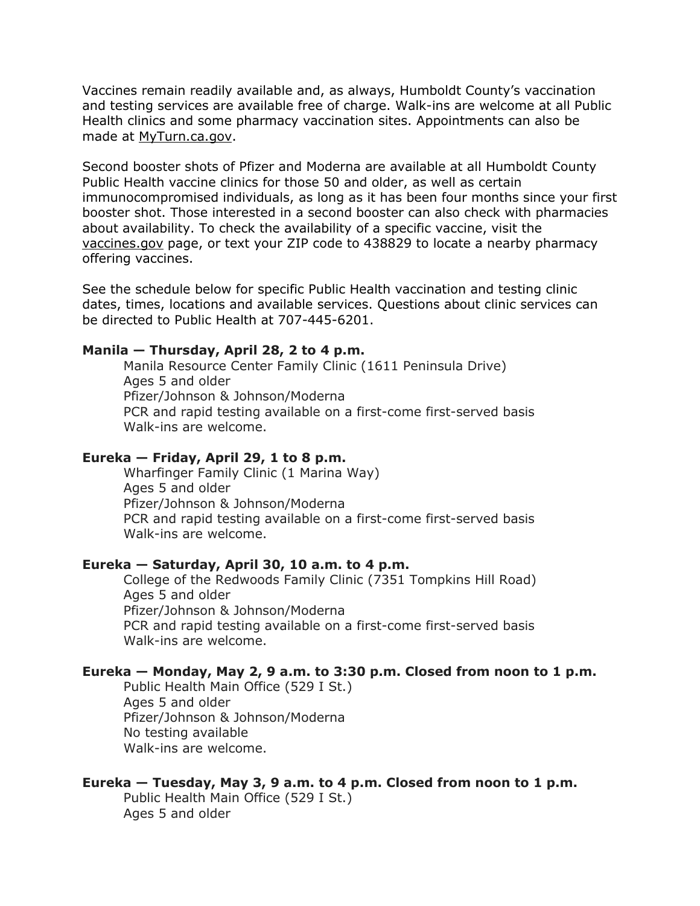Vaccines remain readily available and, as always, Humboldt County's vaccination and testing services are available free of charge. Walk-ins are welcome at all Public Health clinics and some pharmacy vaccination sites. Appointments can also be made at MyTurn.ca.gov.

Second booster shots of Pfizer and Moderna are available at all Humboldt County Public Health vaccine clinics for those 50 and older, as well as certain immunocompromised individuals, as long as it has been four months since your first booster shot. Those interested in a second booster can also check with pharmacies about availability. To check the availability of a specific vaccine, visit the vaccines.gov page, or text your ZIP code to 438829 to locate a nearby pharmacy offering vaccines.

See the schedule below for specific Public Health vaccination and testing clinic dates, times, locations and available services. Questions about clinic services can be directed to Public Health at 707-445-6201.

**Manila — Thursday, April 28, 2 to 4 p.m.**

Manila Resource Center Family Clinic (1611 Peninsula Drive)
Ages 5 and older
Pfizer/Johnson & Johnson/Moderna
PCR and rapid testing available on a first-come first-served basis
Walk-ins are welcome.

**Eureka — Friday, April 29, 1 to 8 p.m.**

Wharfinger Family Clinic (1 Marina Way)
Ages 5 and older
Pfizer/Johnson & Johnson/Moderna
PCR and rapid testing available on a first-come first-served basis
Walk-ins are welcome.

**Eureka — Saturday, April 30, 10 a.m. to 4 p.m.**

College of the Redwoods Family Clinic (7351 Tompkins Hill Road)
Ages 5 and older
Pfizer/Johnson & Johnson/Moderna
PCR and rapid testing available on a first-come first-served basis
Walk-ins are welcome.

**Eureka — Monday, May 2, 9 a.m. to 3:30 p.m. Closed from noon to 1 p.m.**

Public Health Main Office (529 I St.)
Ages 5 and older
Pfizer/Johnson & Johnson/Moderna
No testing available
Walk-ins are welcome.

**Eureka — Tuesday, May 3, 9 a.m. to 4 p.m. Closed from noon to 1 p.m.**

Public Health Main Office (529 I St.)
Ages 5 and older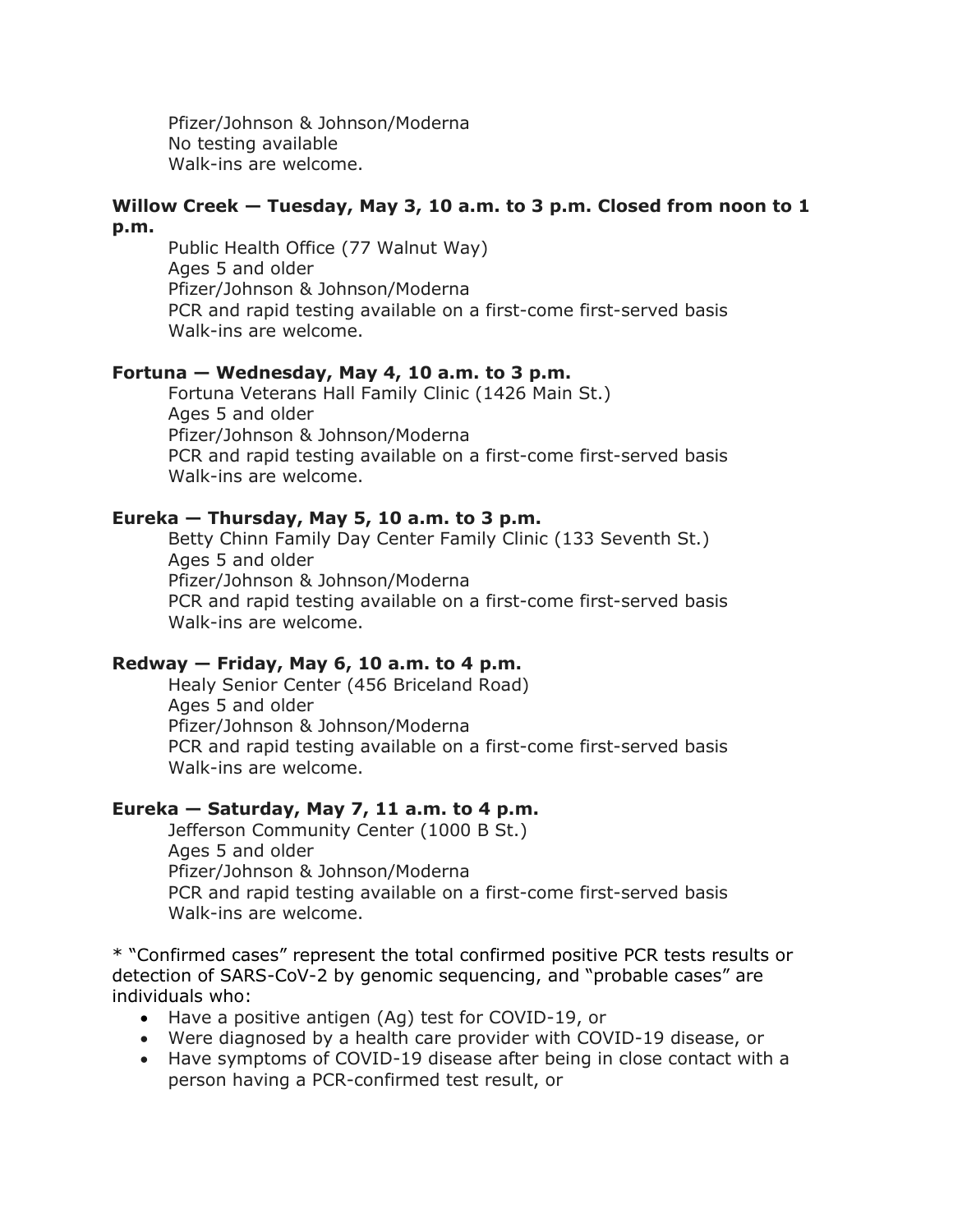Pfizer/Johnson & Johnson/Moderna
No testing available
Walk-ins are welcome.

**Willow Creek — Tuesday, May 3, 10 a.m. to 3 p.m. Closed from noon to 1 p.m.**

Public Health Office (77 Walnut Way)
Ages 5 and older
Pfizer/Johnson & Johnson/Moderna
PCR and rapid testing available on a first-come first-served basis
Walk-ins are welcome.

**Fortuna — Wednesday, May 4, 10 a.m. to 3 p.m.**

Fortuna Veterans Hall Family Clinic (1426 Main St.)
Ages 5 and older
Pfizer/Johnson & Johnson/Moderna
PCR and rapid testing available on a first-come first-served basis
Walk-ins are welcome.

**Eureka — Thursday, May 5, 10 a.m. to 3 p.m.**

Betty Chinn Family Day Center Family Clinic (133 Seventh St.)
Ages 5 and older
Pfizer/Johnson & Johnson/Moderna
PCR and rapid testing available on a first-come first-served basis
Walk-ins are welcome.

**Redway — Friday, May 6, 10 a.m. to 4 p.m.**

Healy Senior Center (456 Briceland Road)
Ages 5 and older
Pfizer/Johnson & Johnson/Moderna
PCR and rapid testing available on a first-come first-served basis
Walk-ins are welcome.

**Eureka — Saturday, May 7, 11 a.m. to 4 p.m.**

Jefferson Community Center (1000 B St.)
Ages 5 and older
Pfizer/Johnson & Johnson/Moderna
PCR and rapid testing available on a first-come first-served basis
Walk-ins are welcome.

* "Confirmed cases" represent the total confirmed positive PCR tests results or detection of SARS-CoV-2 by genomic sequencing, and "probable cases" are individuals who:

- Have a positive antigen (Ag) test for COVID-19, or
- Were diagnosed by a health care provider with COVID-19 disease, or
- Have symptoms of COVID-19 disease after being in close contact with a person having a PCR-confirmed test result, or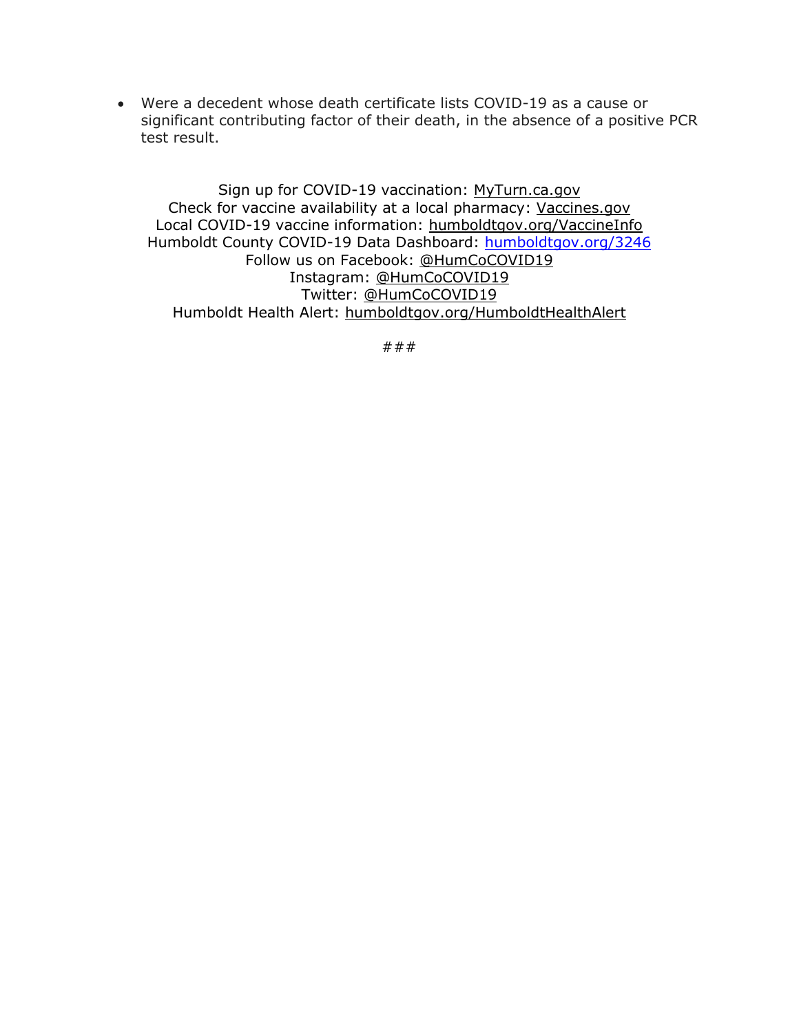- Were a decedent whose death certificate lists COVID-19 as a cause or significant contributing factor of their death, in the absence of a positive PCR test result.

Sign up for COVID-19 vaccination: MyTurn.ca.gov
Check for vaccine availability at a local pharmacy: Vaccines.gov
Local COVID-19 vaccine information: humboldtgov.org/VaccineInfo
Humboldt County COVID-19 Data Dashboard: humboldtgov.org/3246
Follow us on Facebook: @HumCoCOVID19
Instagram: @HumCoCOVID19
Twitter: @HumCoCOVID19
Humboldt Health Alert: humboldtgov.org/HumboldtHealthAlert

###